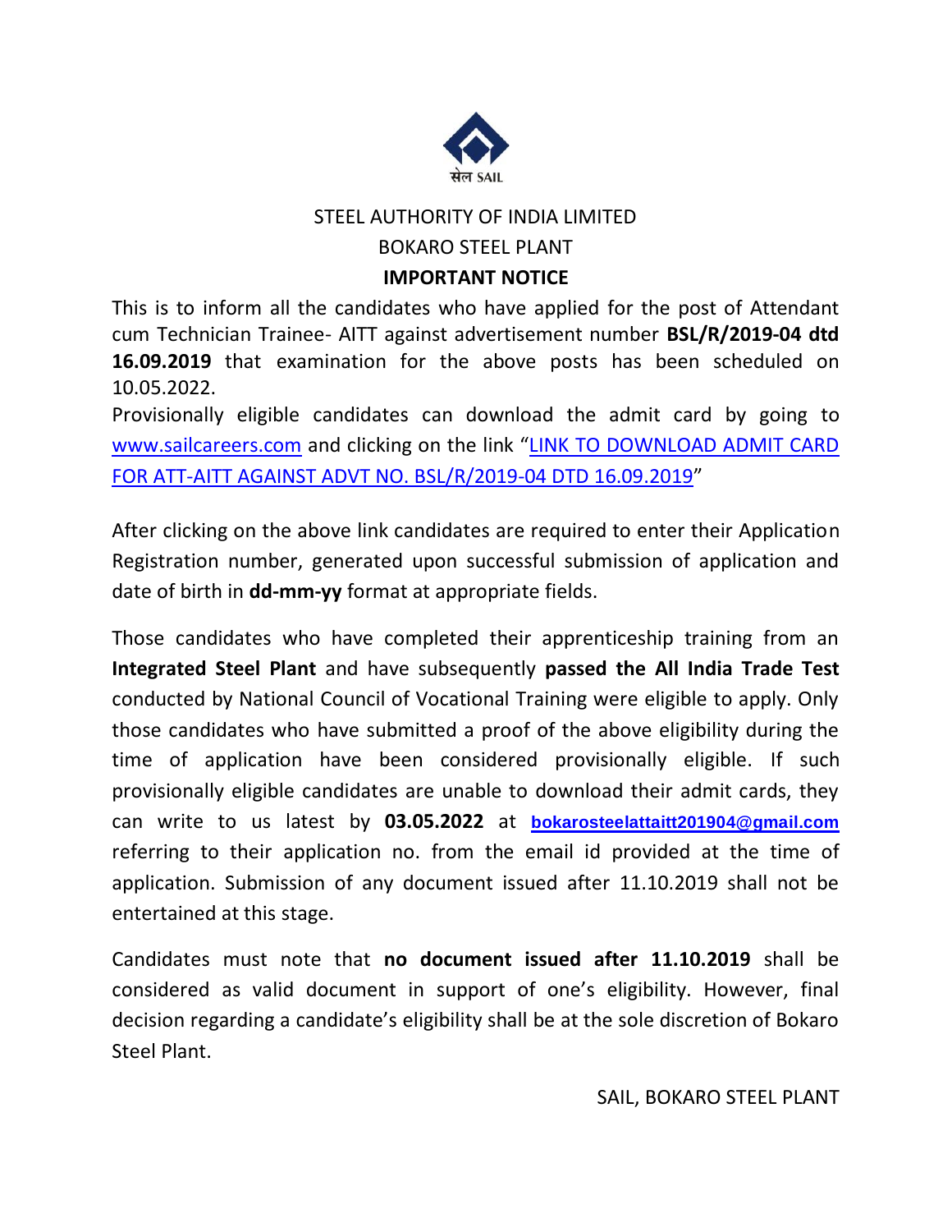STEEL AUTHORITY OF INDIA LIMITED

BOKARO STEEL PLANT

**IMPORTANT NOTICE**

This is to inform all the candidates who have applied for the post of Attendant cum Technician Trainee- AITT against advertisement number **BSL/R/2019-04 dtd 16.09.2019** that examination for the above posts has been scheduled on 10.05.2022.

Provisionally eligible candidates can download the admit card by going to www.sailcareers.com and clicking on the link "LINK TO DOWNLOAD ADMIT CARD FOR ATT-AITT AGAINST ADVT NO. BSL/R/2019-04 DTD 16.09.2019"

After clicking on the above link candidates are required to enter their Application Registration number, generated upon successful submission of application and date of birth in **dd-mm-yy** format at appropriate fields.

Those candidates who have completed their apprenticeship training from an **Integrated Steel Plant** and have subsequently **passed the All India Trade Test** conducted by National Council of Vocational Training were eligible to apply. Only those candidates who have submitted a proof of the above eligibility during the time of application have been considered provisionally eligible. If such provisionally eligible candidates are unable to download their admit cards, they can write to us latest by **03.05.2022** at **bokarosteelattaitt201904@gmail.com** referring to their application no. from the email id provided at the time of application. Submission of any document issued after 11.10.2019 shall not be entertained at this stage.

Candidates must note that **no document issued after 11.10.2019** shall be considered as valid document in support of one's eligibility. However, final decision regarding a candidate's eligibility shall be at the sole discretion of Bokaro Steel Plant.

SAIL, BOKARO STEEL PLANT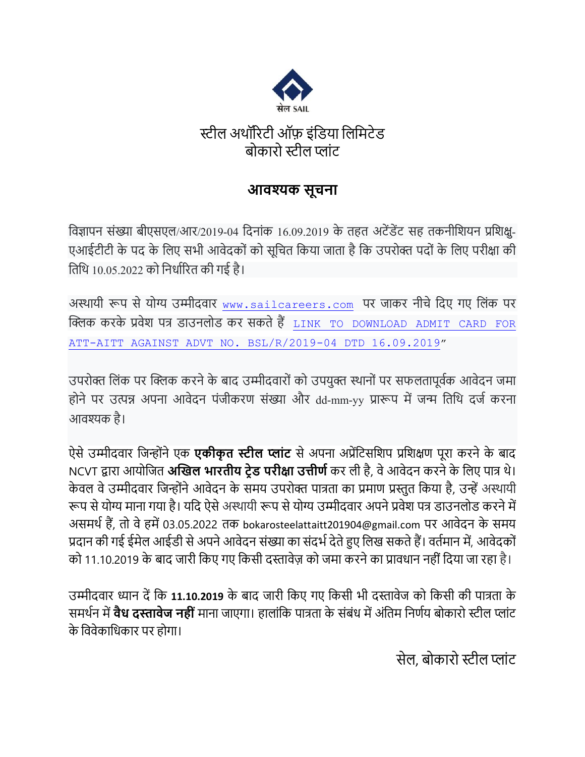सेल SAIL

# स्टील अथॉरिटी ऑफ़ इंडिया लिमिटेड
# बोकारो स्टील प्लांट

## आवश्यक सूचना

विज्ञापन संख्या बीएसएल/आर/2019-04 दिनांक 16.09.2019 के तहत अटेंडेंट सह तकनीशियन प्रशिक्षु-एआईटीटी के पद के लिए सभी आवेदकों को सूचित किया जाता है कि उपरोक्त पदों के लिए परीक्षा की तिथि 10.05.2022 को निर्धारित की गई है।

अस्थायी रूप से योग्य उम्मीदवार www.sailcareers.com पर जाकर नीचे दिए गए लिंक पर क्लिक करके प्रवेश पत्र डाउनलोड कर सकते हैं LINK TO DOWNLOAD ADMIT CARD FOR ATT-AITT AGAINST ADVT NO. BSL/R/2019-04 DTD 16.09.2019"

उपरोक्त लिंक पर क्लिक करने के बाद उम्मीदवारों को उपयुक्त स्थानों पर सफलतापूर्वक आवेदन जमा होने पर उत्पन्न अपना आवेदन पंजीकरण संख्या और dd-mm-yy प्रारूप में जन्म तिथि दर्ज करना आवश्यक है।

ऐसे उम्मीदवार जिन्होंने एक **एकीकृत स्टील प्लांट** से अपना अप्रेंटिसशिप प्रशिक्षण पूरा करने के बाद NCVT द्वारा आयोजित **अखिल भारतीय ट्रेड परीक्षा उत्तीर्ण** कर ली है, वे आवेदन करने के लिए पात्र थे। केवल वे उम्मीदवार जिन्होंने आवेदन के समय उपरोक्त पात्रता का प्रमाण प्रस्तुत किया है, उन्हें अस्थायी रूप से योग्य माना गया है। यदि ऐसे अस्थायी रूप से योग्य उम्मीदवार अपने प्रवेश पत्र डाउनलोड करने में असमर्थ हैं, तो वे हमें 03.05.2022 तक bokarosteelattaitt201904@gmail.com पर आवेदन के समय प्रदान की गई ईमेल आईडी से अपने आवेदन संख्या का संदर्भ देते हुए लिख सकते हैं। वर्तमान में, आवेदकों को 11.10.2019 के बाद जारी किए गए किसी दस्तावेज़ को जमा करने का प्रावधान नहीं दिया जा रहा है।

उम्मीदवार ध्यान दें कि **11.10.2019** के बाद जारी किए गए किसी भी दस्तावेज को किसी की पात्रता के समर्थन में **वैध दस्तावेज नहीं** माना जाएगा। हालांकि पात्रता के संबंध में अंतिम निर्णय बोकारो स्टील प्लांट के विवेकाधिकार पर होगा।

सेल, बोकारो स्टील प्लांट